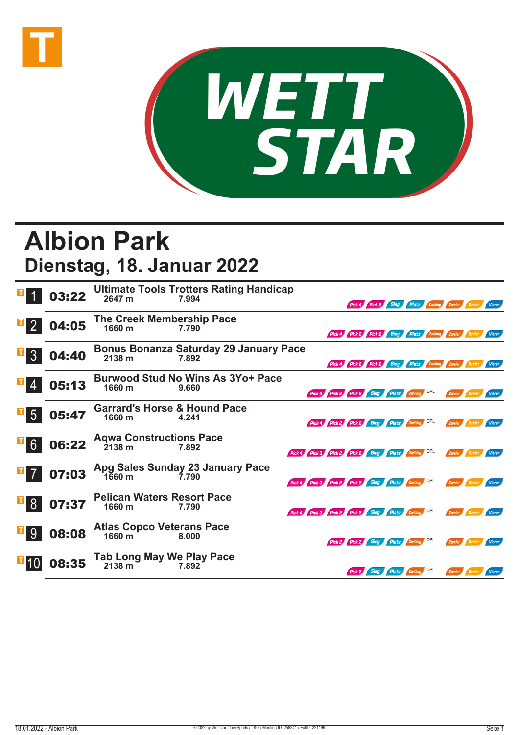# Albion Park

## Dienstag, 18. Januar 2022

| Nr. | Zeit | Rennen | Distanz | Preisgeld | Wetten |
|---|---|---|---|---|---|
| 1 | 03:22 | Ultimate Tools Trotters Rating Handicap | 2647 m | 7.994 | Pick 4, Pick 2, Sieg, Platz, Zwilling, Zweier, Dreier, Vierer |
| 2 | 04:05 | The Creek Membership Pace | 1660 m | 7.790 | Pick 4, Pick 2, Pick 2, Sieg, Platz, Zwilling, Zweier, Dreier, Vierer |
| 3 | 04:40 | Bonus Bonanza Saturday 29 January Pace | 2138 m | 7.892 | Pick 4, Pick 2, Pick 2, Sieg, Platz, Zwilling, Zweier, Dreier, Vierer |
| 4 | 05:13 | Burwood Stud No Wins As 3Yo+ Pace | 1660 m | 9.660 | Pick 4, Pick 2, Pick 2, Sieg, Platz, Zwilling, QPL, Zweier, Dreier, Vierer |
| 5 | 05:47 | Garrard's Horse & Hound Pace | 1660 m | 4.241 | Pick 4, Pick 2, Pick 2, Sieg, Platz, Zwilling, QPL, Zweier, Dreier, Vierer |
| 6 | 06:22 | Aqwa Constructions Pace | 2138 m | 7.892 | Pick 4, Pick 3, Pick 2, Pick 2, Sieg, Platz, Zwilling, QPL, Zweier, Dreier, Vierer |
| 7 | 07:03 | Apg Sales Sunday 23 January Pace | 1660 m | 7.790 | Pick 4, Pick 3, Pick 2, Pick 2, Sieg, Platz, Zwilling, QPL, Zweier, Dreier, Vierer |
| 8 | 07:37 | Pelican Waters Resort Pace | 1660 m | 7.790 | Pick 4, Pick 3, Pick 2, Pick 2, Sieg, Platz, Zwilling, QPL, Zweier, Dreier, Vierer |
| 9 | 08:08 | Atlas Copco Veterans Pace | 1660 m | 8.000 | Pick 2, Pick 2, Sieg, Platz, Zwilling, QPL, Zweier, Dreier, Vierer |
| 10 | 08:35 | Tab Long May We Play Pace | 2138 m | 7.892 | Pick 2, Sieg, Platz, Zwilling, QPL, Zweier, Dreier, Vierer |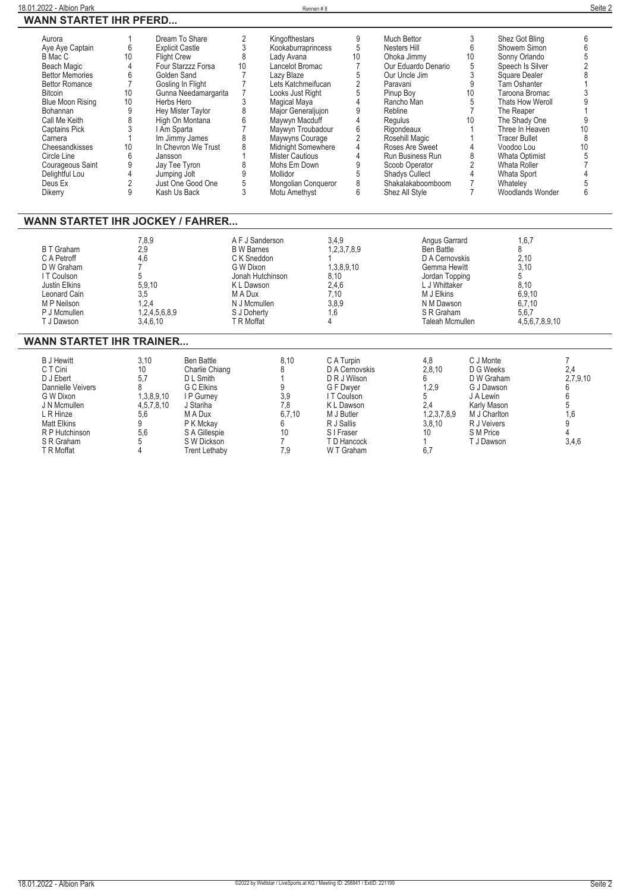## WANN STARTET IHR PFERD...

| Pferd | Rennen | Pferd | Rennen | Pferd | Rennen | Pferd | Rennen | Pferd | Rennen |
|---|---|---|---|---|---|---|---|---|---|
| Aurora | 1 | Dream To Share | 2 | Kingofthestars | 9 | Much Bettor | 3 | Shez Got Bling | 6 |
| Aye Aye Captain | 6 | Explicit Castle | 3 | Kookaburraprincess | 5 | Nesters Hill | 6 | Showem Simon | 6 |
| B Mac C | 10 | Flight Crew | 8 | Lady Avana | 10 | Ohoka Jimmy | 10 | Sonny Orlando | 5 |
| Beach Magic | 4 | Four Starzzz Forsa | 10 | Lancelot Bromac | 7 | Our Eduardo Denario | 5 | Speech Is Silver | 2 |
| Bettor Memories | 6 | Golden Sand | 7 | Lazy Blaze | 5 | Our Uncle Jim | 3 | Square Dealer | 8 |
| Bettor Romance | 7 | Gosling In Flight | 7 | Lets Katchmeifucan | 2 | Paravani | 9 | Tam Oshanter | 1 |
| Bitcoin | 10 | Gunna Needamargarita | 7 | Looks Just Right | 5 | Pinup Boy | 10 | Taroona Bromac | 3 |
| Blue Moon Rising | 10 | Herbs Hero | 3 | Magical Maya | 4 | Rancho Man | 5 | Thats How Weroll | 9 |
| Bohannan | 9 | Hey Mister Taylor | 8 | Major Generaljujon | 9 | Rebline | 7 | The Reaper | 1 |
| Call Me Keith | 8 | High On Montana | 6 | Maywyn Macduff | 4 | Regulus | 10 | The Shady One | 9 |
| Captains Pick | 3 | I Am Sparta | 7 | Maywyn Troubadour | 6 | Rigondeaux | 1 | Three In Heaven | 10 |
| Carnera | 1 | Im Jimmy James | 8 | Maywyns Courage | 2 | Rosehill Magic | 1 | Tracer Bullet | 8 |
| Cheesandkisses | 10 | In Chevron We Trust | 8 | Midnight Somewhere | 4 | Roses Are Sweet | 4 | Voodoo Lou | 10 |
| Circle Line | 6 | Jansson | 1 | Mister Cautious | 4 | Run Business Run | 8 | Whata Optimist | 5 |
| Courageous Saint | 9 | Jay Tee Tyron | 8 | Mohs Em Down | 9 | Scoob Operator | 2 | Whata Roller | 7 |
| Delightful Lou | 4 | Jumping Jolt | 9 | Mollidor | 5 | Shadys Cullect | 4 | Whata Sport | 4 |
| Deus Ex | 2 | Just One Good One | 5 | Mongolian Conqueror | 8 | Shakalakaboomboom | 7 | Whateley | 5 |
| Dikerry | 9 | Kash Us Back | 3 | Motu Amethyst | 6 | Shez All Style | 7 | Woodlands Wonder | 6 |

## WANN STARTET IHR JOCKEY / FAHRER...

| Jockey / Fahrer | Rennen | Jockey / Fahrer | Rennen | Jockey / Fahrer | Rennen |
|---|---|---|---|---|---|
| | 7,8,9 | A F J Sanderson | 3,4,9 | Angus Garrard | 1,6,7 |
| B T Graham | 2,9 | B W Barnes | 1,2,3,7,8,9 | Ben Battle | 8 |
| C A Petroff | 4,6 | C K Sneddon | 1 | D A Cernovskis | 2,10 |
| D W Graham | 7 | G W Dixon | 1,3,8,9,10 | Gemma Hewitt | 3,10 |
| I T Coulson | 5 | Jonah Hutchinson | 8,10 | Jordan Topping | 5 |
| Justin Elkins | 5,9,10 | K L Dawson | 2,4,6 | L J Whittaker | 8,10 |
| Leonard Cain | 3,5 | M A Dux | 7,10 | M J Elkins | 6,9,10 |
| M P Neilson | 1,2,4 | N J Mcmullen | 3,8,9 | N M Dawson | 6,7,10 |
| P J Mcmullen | 1,2,4,5,6,8,9 | S J Doherty | 1,6 | S R Graham | 5,6,7 |
| T J Dawson | 3,4,6,10 | T R Moffat | 4 | Taleah Mcmullen | 4,5,6,7,8,9,10 |

## WANN STARTET IHR TRAINER...

| Trainer | Rennen | Trainer | Rennen | Trainer | Rennen | Trainer | Rennen |
|---|---|---|---|---|---|---|---|
| B J Hewitt | 3,10 | Ben Battle | 8,10 | C A Turpin | 4,8 | C J Monte | 7 |
| C T Cini | 10 | Charlie Chiang | 8 | D A Cernovskis | 2,8,10 | D G Weeks | 2,4 |
| D J Ebert | 5,7 | D L Smith | 1 | D R J Wilson | 6 | D W Graham | 2,7,9,10 |
| Dannielle Veivers | 8 | G C Elkins | 9 | G F Dwyer | 1,2,9 | G J Dawson | 6 |
| G W Dixon | 1,3,8,9,10 | I P Gurney | 3,9 | I T Coulson | 5 | J A Lewin | 6 |
| J N Mcmullen | 4,5,7,8,10 | J Stariha | 7,8 | K L Dawson | 2,4 | Karly Mason | 5 |
| L R Hinze | 5,6 | M A Dux | 6,7,10 | M J Butler | 1,2,3,7,8,9 | M J Charlton | 1,6 |
| Matt Elkins | 9 | P K Mckay | 6 | R J Sallis | 3,8,10 | R J Veivers | 9 |
| R P Hutchinson | 5,6 | S A Gillespie | 10 | S I Fraser | 10 | S M Price | 4 |
| S R Graham | 5 | S W Dickson | 7 | T D Hancock | 1 | T J Dawson | 3,4,6 |
| T R Moffat | 4 | Trent Lethaby | 7,9 | W T Graham | 6,7 | | |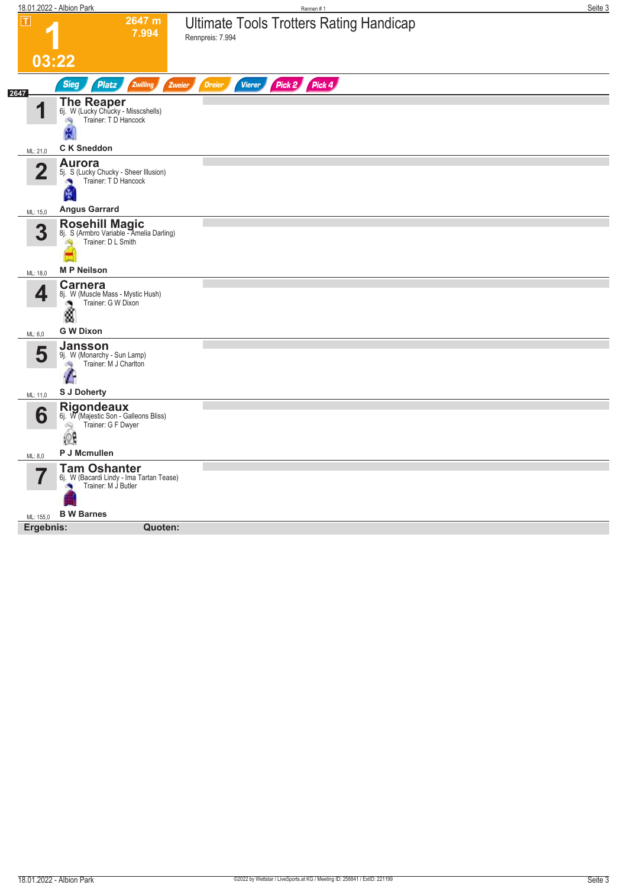T

# 1

2647 m
7.994

03:22

## Ultimate Tools Trotters Rating Handicap

Rennpreis: 7.994

Sieg | Platz | Zwilling | Zweier | Dreier | Vierer | Pick 2 | Pick 4

2647

| Nr. | Pferd | Details | Trainer | Fahrer | ML |
|---|---|---|---|---|---|
| 1 | **The Reaper** | 6j. W (Lucky Chucky - Misscshells) | T D Hancock | C K Sneddon | 21,0 |
| 2 | **Aurora** | 5j. S (Lucky Chucky - Sheer Illusion) | T D Hancock | Angus Garrard | 15,0 |
| 3 | **Rosehill Magic** | 8j. S (Armbro Variable - Amelia Darling) | D L Smith | M P Neilson | 18,0 |
| 4 | **Carnera** | 8j. W (Muscle Mass - Mystic Hush) | G W Dixon | G W Dixon | 6,0 |
| 5 | **Jansson** | 9j. W (Monarchy - Sun Lamp) | M J Charlton | S J Doherty | 11,0 |
| 6 | **Rigondeaux** | 6j. W (Majestic Son - Galleons Bliss) | G F Dwyer | P J Mcmullen | 8,0 |
| 7 | **Tam Oshanter** | 6j. W (Bacardi Lindy - Ima Tartan Tease) | M J Butler | B W Barnes | 155,0 |

**Ergebnis:** **Quoten:**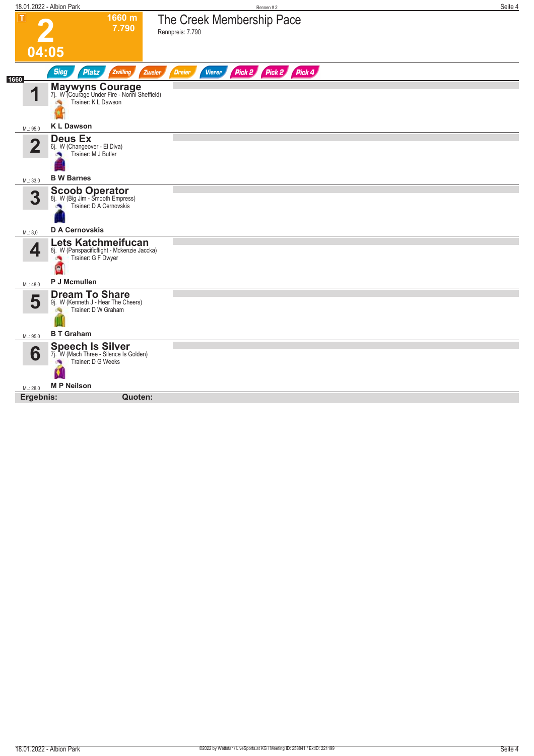# 2

1660 m
7.790

04:05

## The Creek Membership Pace

Rennpreis: 7.790

Sieg | Platz | Zwilling | Zweier | Dreier | Vierer | Pick 2 | Pick 2 | Pick 4

1660

| Nr. | Pferd | ML |
|---|---|---|
| 1 | **Maywyns Courage**<br>7j. W (Courage Under Fire - Nonni Sheffield)<br>Trainer: K L Dawson<br>**K L Dawson** | ML: 95,0 |
| 2 | **Deus Ex**<br>6j. W (Changeover - El Diva)<br>Trainer: M J Butler<br>**B W Barnes** | ML: 33,0 |
| 3 | **Scoob Operator**<br>8j. W (Big Jim - Smooth Empress)<br>Trainer: D A Cernovskis<br>**D A Cernovskis** | ML: 8,0 |
| 4 | **Lets Katchmeifucan**<br>8j. W (Panspacificflight - Mckenzie Jaccka)<br>Trainer: G F Dwyer<br>**P J Mcmullen** | ML: 48,0 |
| 5 | **Dream To Share**<br>9j. W (Kenneth J - Hear The Cheers)<br>Trainer: D W Graham<br>**B T Graham** | ML: 95,0 |
| 6 | **Speech Is Silver**<br>7j. W (Mach Three - Silence Is Golden)<br>Trainer: D G Weeks<br>**M P Neilson** | ML: 28,0 |

**Ergebnis:** **Quoten:**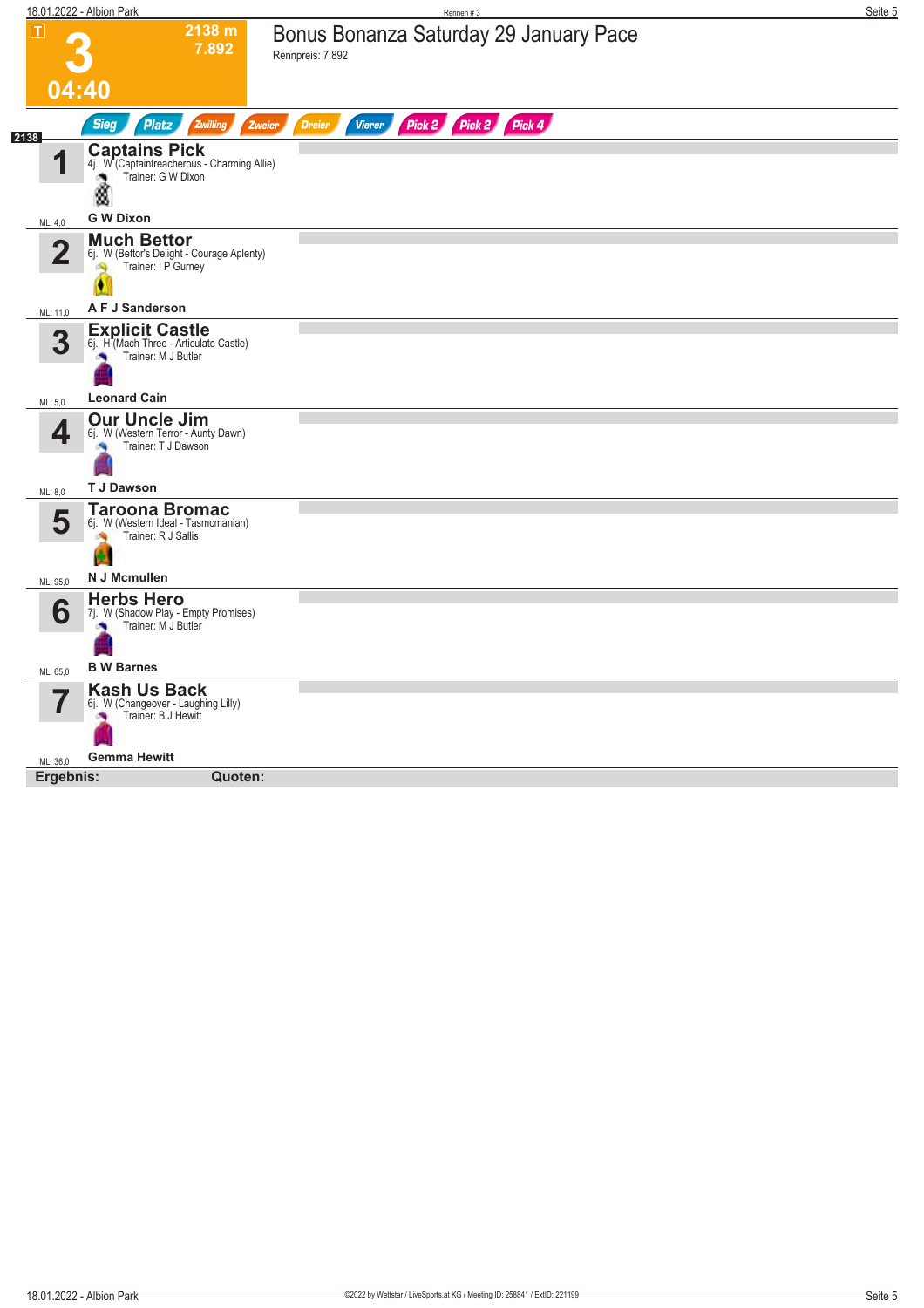# 3

**2138 m**
**7.892**

**04:40**

## Bonus Bonanza Saturday 29 January Pace

Rennpreis: 7.892

Sieg | Platz | Zwilling | Zweier | Dreier | Vierer | Pick 2 | Pick 2 | Pick 4

2138

| Nr. | Pferd | Fahrer | ML |
|---|---|---|---|
| 1 | **Captains Pick** 4j. W (Captaintreacherous - Charming Allie) Trainer: G W Dixon | G W Dixon | ML: 4,0 |
| 2 | **Much Bettor** 6j. W (Bettor's Delight - Courage Aplenty) Trainer: I P Gurney | A F J Sanderson | ML: 11,0 |
| 3 | **Explicit Castle** 6j. H (Mach Three - Articulate Castle) Trainer: M J Butler | Leonard Cain | ML: 5,0 |
| 4 | **Our Uncle Jim** 6j. W (Western Terror - Aunty Dawn) Trainer: T J Dawson | T J Dawson | ML: 8,0 |
| 5 | **Taroona Bromac** 6j. W (Western Ideal - Tasmcmanian) Trainer: R J Sallis | N J Mcmullen | ML: 95,0 |
| 6 | **Herbs Hero** 7j. W (Shadow Play - Empty Promises) Trainer: M J Butler | B W Barnes | ML: 65,0 |
| 7 | **Kash Us Back** 6j. W (Changeover - Laughing Lilly) Trainer: B J Hewitt | Gemma Hewitt | ML: 36,0 |

**Ergebnis:** **Quoten:**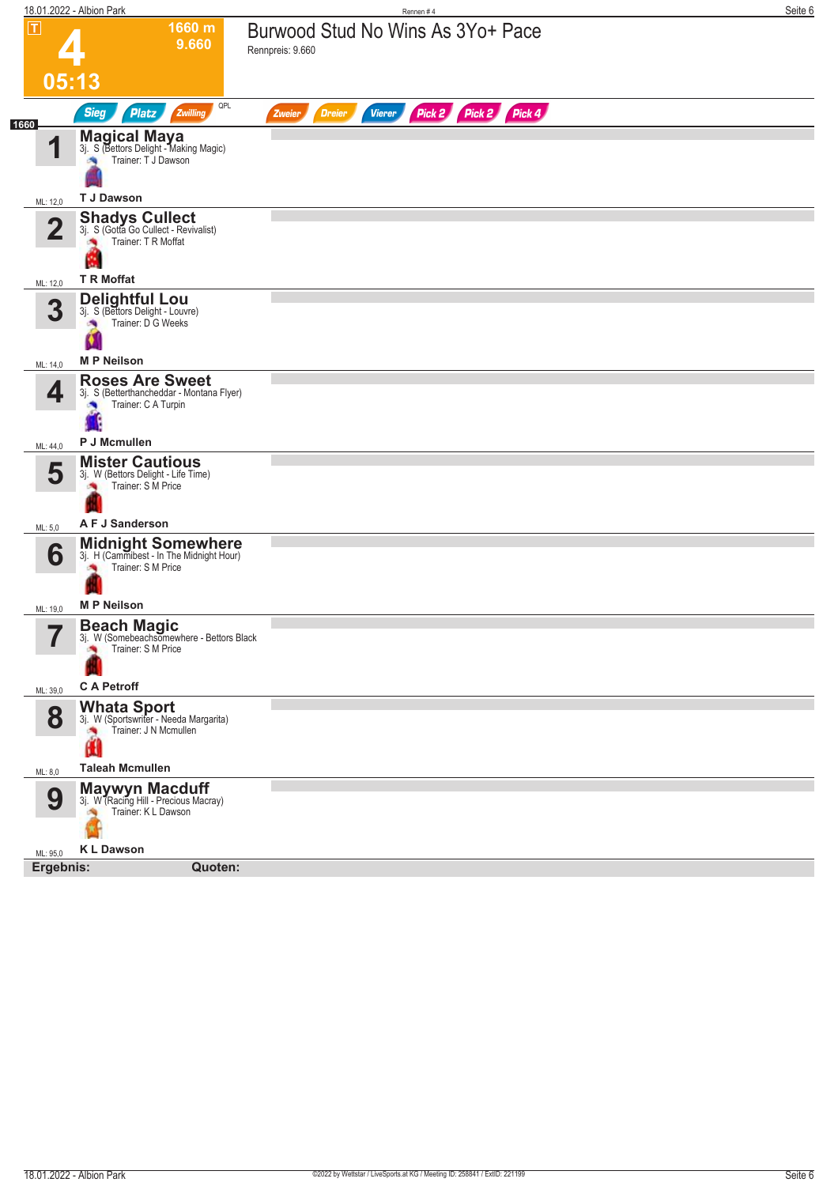# 4

**1660 m**
**9.660**

**05:13**

## Burwood Stud No Wins As 3Yo+ Pace

Rennpreis: 9.660

Sieg | Platz | Zwilling | QPL | Zweier | Dreier | Vierer | Pick 2 | Pick 2 | Pick 4

1660

| Nr. | Pferd | Details | Trainer | Fahrer | ML |
|---|---|---|---|---|---|
| 1 | **Magical Maya** | 3j. S (Bettors Delight - Making Magic) | T J Dawson | T J Dawson | 12,0 |
| 2 | **Shadys Cullect** | 3j. S (Gotta Go Cullect - Revivalist) | T R Moffat | T R Moffat | 12,0 |
| 3 | **Delightful Lou** | 3j. S (Bettors Delight - Louvre) | D G Weeks | M P Neilson | 14,0 |
| 4 | **Roses Are Sweet** | 3j. S (Betterthancheddar - Montana Flyer) | C A Turpin | P J Mcmullen | 44,0 |
| 5 | **Mister Cautious** | 3j. W (Bettors Delight - Life Time) | S M Price | A F J Sanderson | 5,0 |
| 6 | **Midnight Somewhere** | 3j. H (Cammibest - In The Midnight Hour) | S M Price | M P Neilson | 19,0 |
| 7 | **Beach Magic** | 3j. W (Somebeachsomewhere - Bettors Black | S M Price | C A Petroff | 39,0 |
| 8 | **Whata Sport** | 3j. W (Sportswriter - Needa Margarita) | J N Mcmullen | Taleah Mcmullen | 8,0 |
| 9 | **Maywyn Macduff** | 3j. W (Racing Hill - Precious Macray) | K L Dawson | K L Dawson | 95,0 |

**Ergebnis:** **Quoten:**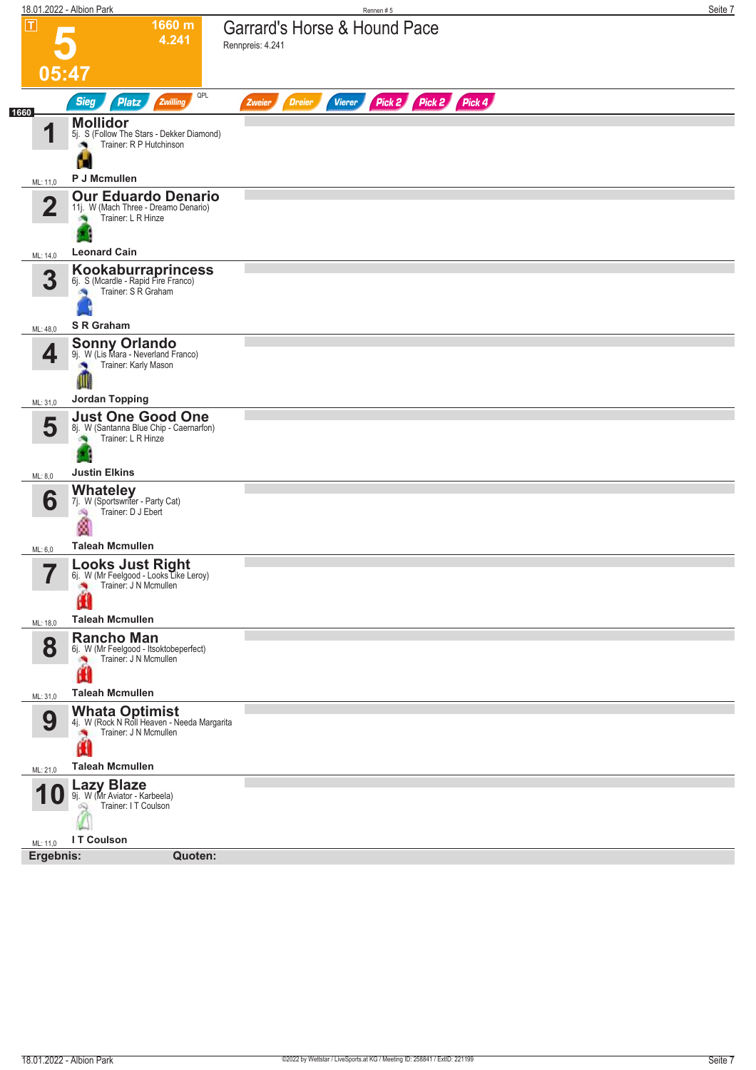# 5

**1660 m**
**4.241**

**05:47**

## Garrard's Horse & Hound Pace

Rennpreis: 4.241

Sieg | Platz | Zwilling | QPL | Zweier | Dreier | Vierer | Pick 2 | Pick 2 | Pick 4

1660

| Nr. | Pferd | ML |
|---|---|---|
| 1 | **Mollidor**<br>5j. S (Follow The Stars - Dekker Diamond)<br>Trainer: R P Hutchinson<br>**P J Mcmullen** | ML: 11,0 |
| 2 | **Our Eduardo Denario**<br>11j. W (Mach Three - Dreamo Denario)<br>Trainer: L R Hinze<br>**Leonard Cain** | ML: 14,0 |
| 3 | **Kookaburraprincess**<br>6j. S (Mcardle - Rapid Fire Franco)<br>Trainer: S R Graham<br>**S R Graham** | ML: 48,0 |
| 4 | **Sonny Orlando**<br>9j. W (Lis Mara - Neverland Franco)<br>Trainer: Karly Mason<br>**Jordan Topping** | ML: 31,0 |
| 5 | **Just One Good One**<br>8j. W (Santanna Blue Chip - Caernarfon)<br>Trainer: L R Hinze<br>**Justin Elkins** | ML: 8,0 |
| 6 | **Whateley**<br>7j. W (Sportswriter - Party Cat)<br>Trainer: D J Ebert<br>**Taleah Mcmullen** | ML: 6,0 |
| 7 | **Looks Just Right**<br>6j. W (Mr Feelgood - Looks Like Leroy)<br>Trainer: J N Mcmullen<br>**Taleah Mcmullen** | ML: 18,0 |
| 8 | **Rancho Man**<br>6j. W (Mr Feelgood - Itsoktobeperfect)<br>Trainer: J N Mcmullen<br>**Taleah Mcmullen** | ML: 31,0 |
| 9 | **Whata Optimist**<br>4j. W (Rock N Roll Heaven - Needa Margarita<br>Trainer: J N Mcmullen<br>**Taleah Mcmullen** | ML: 21,0 |
| 10 | **Lazy Blaze**<br>9j. W (Mr Aviator - Karbeela)<br>Trainer: I T Coulson<br>**I T Coulson** | ML: 11,0 |

**Ergebnis:** **Quoten:**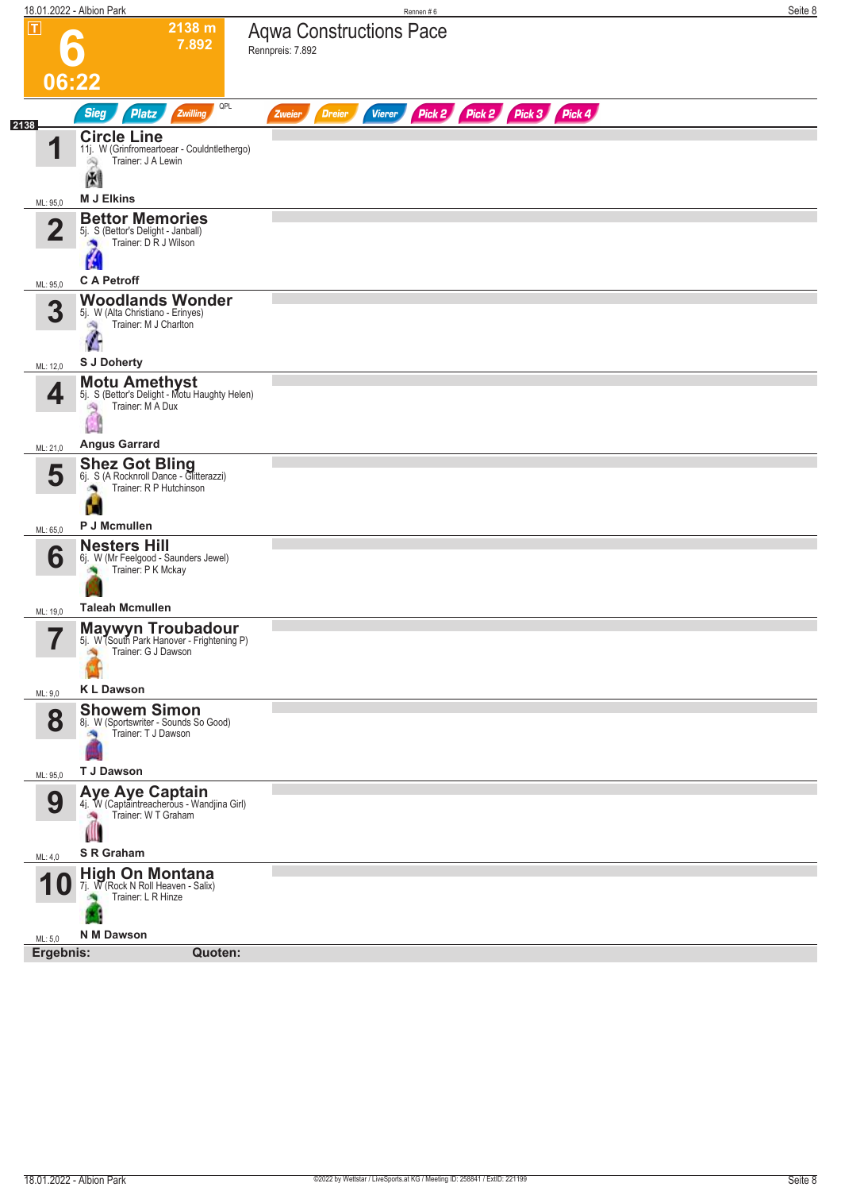# 6 — Aqwa Constructions Pace

T | 2138 m | 7.892 | 06:22

Rennpreis: 7.892

Sieg | Platz | Zwilling | QPL | Zweier | Dreier | Vierer | Pick 2 | Pick 2 | Pick 3 | Pick 4

2138

| Nr. | Pferd | Abstammung | Trainer | Fahrer | ML |
|---|---|---|---|---|---|
| 1 | **Circle Line** | 11j. W (Grinfromeartoear - Couldntlethergo) | J A Lewin | M J Elkins | 95,0 |
| 2 | **Bettor Memories** | 5j. S (Bettor's Delight - Janball) | D R J Wilson | C A Petroff | 95,0 |
| 3 | **Woodlands Wonder** | 5j. W (Alta Christiano - Erinyes) | M J Charlton | S J Doherty | 12,0 |
| 4 | **Motu Amethyst** | 5j. S (Bettor's Delight - Motu Haughty Helen) | M A Dux | Angus Garrard | 21,0 |
| 5 | **Shez Got Bling** | 6j. S (A Rocknroll Dance - Glitterazzi) | R P Hutchinson | P J Mcmullen | 65,0 |
| 6 | **Nesters Hill** | 6j. W (Mr Feelgood - Saunders Jewel) | P K Mckay | Taleah Mcmullen | 19,0 |
| 7 | **Maywyn Troubadour** | 5j. W (South Park Hanover - Frightening P) | G J Dawson | K L Dawson | 9,0 |
| 8 | **Showem Simon** | 8j. W (Sportswriter - Sounds So Good) | T J Dawson | T J Dawson | 95,0 |
| 9 | **Aye Aye Captain** | 4j. W (Captaintreacherous - Wandjina Girl) | W T Graham | S R Graham | 4,0 |
| 10 | **High On Montana** | 7j. W (Rock N Roll Heaven - Salix) | L R Hinze | N M Dawson | 5,0 |

**Ergebnis:** | **Quoten:**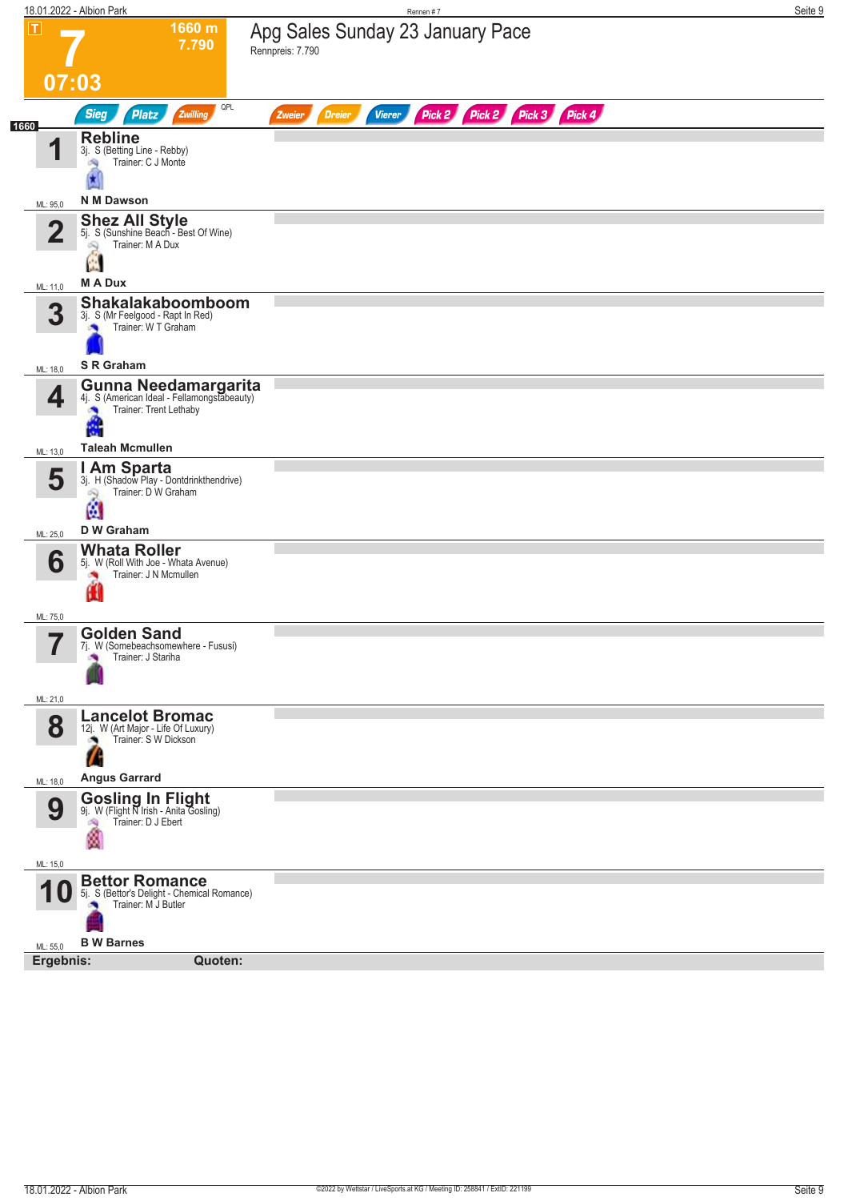# 7 — Apg Sales Sunday 23 January Pace

1660 m
7.790

07:03

Rennpreis: 7.790

Sieg | Platz | Zwilling | QPL | Zweier | Dreier | Vierer | Pick 2 | Pick 2 | Pick 3 | Pick 4

1660

| Nr. | Pferd | Abstammung | Trainer | Fahrer | ML |
|---|---|---|---|---|---|
| 1 | **Rebline** | 3j. S (Betting Line - Rebby) | Trainer: C J Monte | N M Dawson | ML: 95,0 |
| 2 | **Shez All Style** | 5j. S (Sunshine Beach - Best Of Wine) | Trainer: M A Dux | M A Dux | ML: 11,0 |
| 3 | **Shakalakaboomboom** | 3j. S (Mr Feelgood - Rapt In Red) | Trainer: W T Graham | S R Graham | ML: 18,0 |
| 4 | **Gunna Needamargarita** | 4j. S (American Ideal - Fellamongstabeauty) | Trainer: Trent Lethaby | Taleah Mcmullen | ML: 13,0 |
| 5 | **I Am Sparta** | 3j. H (Shadow Play - Dontdrinkthendrive) | Trainer: D W Graham | D W Graham | ML: 25,0 |
| 6 | **Whata Roller** | 5j. W (Roll With Joe - Whata Avenue) | Trainer: J N Mcmullen | | ML: 75,0 |
| 7 | **Golden Sand** | 7j. W (Somebeachsomewhere - Fususi) | Trainer: J Stariha | | ML: 21,0 |
| 8 | **Lancelot Bromac** | 12j. W (Art Major - Life Of Luxury) | Trainer: S W Dickson | Angus Garrard | ML: 18,0 |
| 9 | **Gosling In Flight** | 9j. W (Flight N Irish - Anita Gosling) | Trainer: D J Ebert | | ML: 15,0 |
| 10 | **Bettor Romance** | 5j. S (Bettor's Delight - Chemical Romance) | Trainer: M J Butler | B W Barnes | ML: 55,0 |

**Ergebnis:** **Quoten:**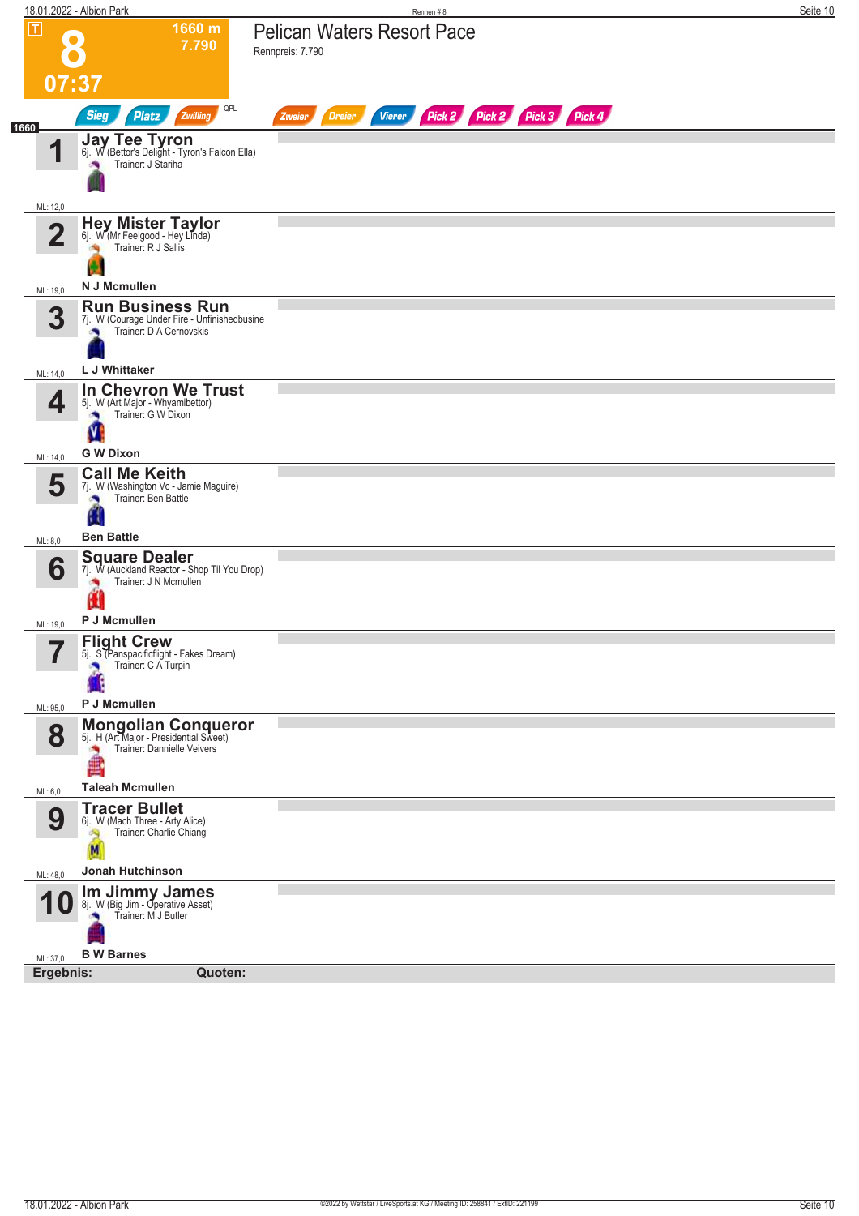# 8

**1660 m**
**7.790**

**07:37**

## Pelican Waters Resort Pace

Rennpreis: 7.790

Sieg | Platz | Zwilling | QPL | Zweier | Dreier | Vierer | Pick 2 | Pick 2 | Pick 3 | Pick 4

**1660**

| Nr. | Pferd | ML |
|---|---|---|
| 1 | **Jay Tee Tyron**<br>6j. W (Bettor's Delight - Tyron's Falcon Ella)<br>Trainer: J Stariha | ML: 12,0 |
| 2 | **Hey Mister Taylor**<br>6j. W (Mr Feelgood - Hey Linda)<br>Trainer: R J Sallis<br>**N J Mcmullen** | ML: 19,0 |
| 3 | **Run Business Run**<br>7j. W (Courage Under Fire - Unfinishedbusine<br>Trainer: D A Cernovskis<br>**L J Whittaker** | ML: 14,0 |
| 4 | **In Chevron We Trust**<br>5j. W (Art Major - Whyamibettor)<br>Trainer: G W Dixon<br>**G W Dixon** | ML: 14,0 |
| 5 | **Call Me Keith**<br>7j. W (Washington Vc - Jamie Maguire)<br>Trainer: Ben Battle<br>**Ben Battle** | ML: 8,0 |
| 6 | **Square Dealer**<br>7j. W (Auckland Reactor - Shop Til You Drop)<br>Trainer: J N Mcmullen<br>**P J Mcmullen** | ML: 19,0 |
| 7 | **Flight Crew**<br>5j. S (Panspacificflight - Fakes Dream)<br>Trainer: C A Turpin<br>**P J Mcmullen** | ML: 95,0 |
| 8 | **Mongolian Conqueror**<br>5j. H (Art Major - Presidential Sweet)<br>Trainer: Dannielle Veivers<br>**Taleah Mcmullen** | ML: 6,0 |
| 9 | **Tracer Bullet**<br>6j. W (Mach Three - Arty Alice)<br>Trainer: Charlie Chiang<br>**Jonah Hutchinson** | ML: 48,0 |
| 10 | **Im Jimmy James**<br>8j. W (Big Jim - Operative Asset)<br>Trainer: M J Butler<br>**B W Barnes** | ML: 37,0 |

**Ergebnis:** **Quoten:**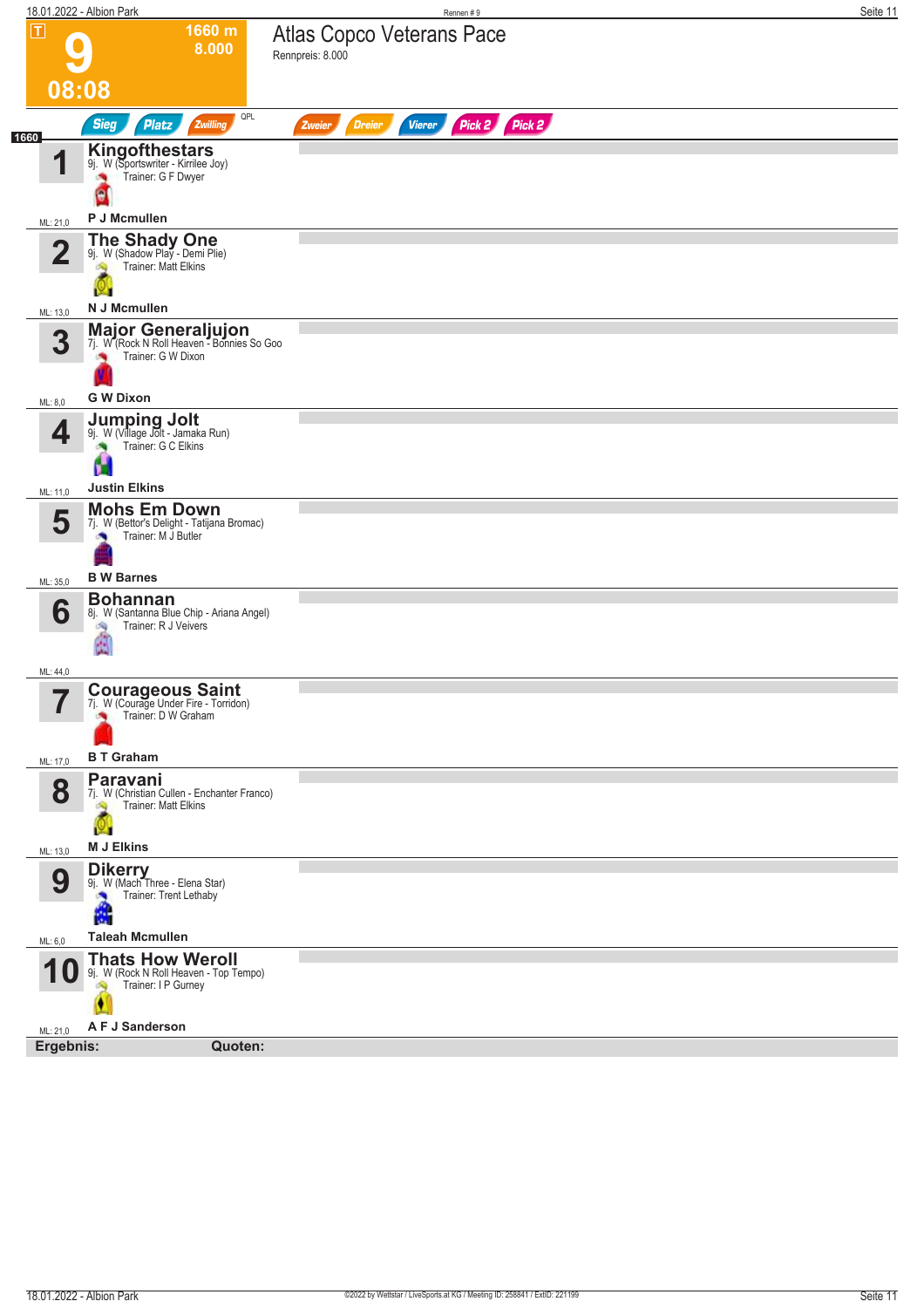# 9 — Atlas Copco Veterans Pace

**1660 m** · **8.000** · **08:08**

Rennpreis: 8.000

Sieg · Platz · Zwilling · QPL · Zweier · Dreier · Vierer · Pick 2 · Pick 2

**1660**

| Nr. | Pferd | Abstammung | Trainer | Fahrer | ML |
|---|---|---|---|---|---|
| 1 | **Kingofthestars** | 9j. W (Sportswriter - Kirrilee Joy) | G F Dwyer | **P J Mcmullen** | 21,0 |
| 2 | **The Shady One** | 9j. W (Shadow Play - Demi Plie) | Matt Elkins | **N J Mcmullen** | 13,0 |
| 3 | **Major Generaljujon** | 7j. W (Rock N Roll Heaven - Bonnies So Goo | G W Dixon | **G W Dixon** | 8,0 |
| 4 | **Jumping Jolt** | 9j. W (Village Jolt - Jamaka Run) | G C Elkins | **Justin Elkins** | 11,0 |
| 5 | **Mohs Em Down** | 7j. W (Bettor's Delight - Tatijana Bromac) | M J Butler | **B W Barnes** | 35,0 |
| 6 | **Bohannan** | 8j. W (Santanna Blue Chip - Ariana Angel) | R J Veivers | | 44,0 |
| 7 | **Courageous Saint** | 7j. W (Courage Under Fire - Torridon) | D W Graham | **B T Graham** | 17,0 |
| 8 | **Paravani** | 7j. W (Christian Cullen - Enchanter Franco) | Matt Elkins | **M J Elkins** | 13,0 |
| 9 | **Dikerry** | 9j. W (Mach Three - Elena Star) | Trent Lethaby | **Taleah Mcmullen** | 6,0 |
| 10 | **Thats How Weroll** | 9j. W (Rock N Roll Heaven - Top Tempo) | I P Gurney | **A F J Sanderson** | 21,0 |

**Ergebnis:** **Quoten:**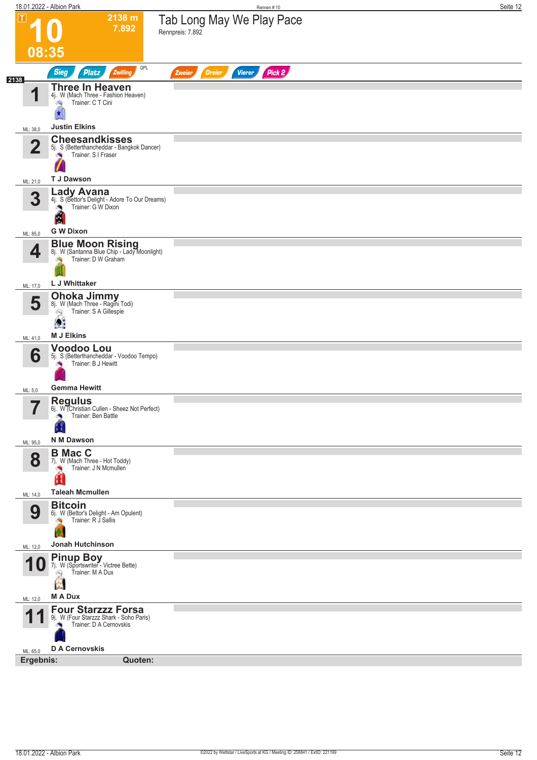# 10 — 08:35

**2138 m**
**7.892**

## Tab Long May We Play Pace

Rennpreis: 7.892

Sieg | Platz | Zwilling | QPL | Zweier | Dreier | Vierer | Pick 2

2138

| Nr. | Pferd | ML |
|---|---|---|
| 1 | **Three In Heaven** 4j. W (Mach Three - Fashion Heaven) Trainer: C T Cini — **Justin Elkins** | ML: 38,0 |
| 2 | **Cheesandkisses** 5j. S (Betterthancheddar - Bangkok Dancer) Trainer: S I Fraser — **T J Dawson** | ML: 21,0 |
| 3 | **Lady Avana** 4j. S (Bettor's Delight - Adore To Our Dreams) Trainer: G W Dixon — **G W Dixon** | ML: 85,0 |
| 4 | **Blue Moon Rising** 8j. W (Santanna Blue Chip - Lady Moonlight) Trainer: D W Graham — **L J Whittaker** | ML: 17,0 |
| 5 | **Ohoka Jimmy** 8j. W (Mach Three - Ragini Todi) Trainer: S A Gillespie — **M J Elkins** | ML: 41,0 |
| 6 | **Voodoo Lou** 5j. S (Betterthancheddar - Voodoo Tempo) Trainer: B J Hewitt — **Gemma Hewitt** | ML: 5,0 |
| 7 | **Regulus** 6j. W (Christian Cullen - Sheez Not Perfect) Trainer: Ben Battle — **N M Dawson** | ML: 95,0 |
| 8 | **B Mac C** 7j. W (Mach Three - Hot Toddy) Trainer: J N Mcmullen — **Taleah Mcmullen** | ML: 14,0 |
| 9 | **Bitcoin** 6j. W (Bettor's Delight - Am Opulent) Trainer: R J Sallis — **Jonah Hutchinson** | ML: 12,0 |
| 10 | **Pinup Boy** 7j. W (Sportswriter - Victree Bette) Trainer: M A Dux — **M A Dux** | ML: 12,0 |
| 11 | **Four Starzzz Forsa** 9j. W (Four Starzzz Shark - Soho Paris) Trainer: D A Cernovskis — **D A Cernovskis** | ML: 65,0 |

**Ergebnis:** **Quoten:**